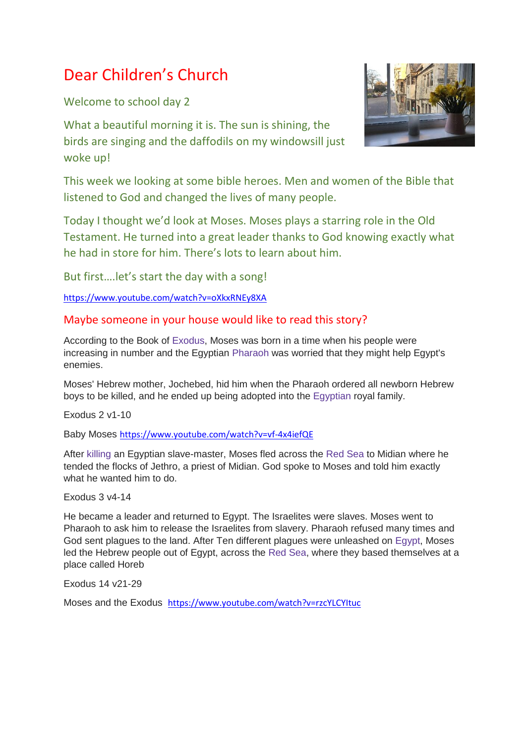# Dear Children's Church

Welcome to school day 2

What a beautiful morning it is. The sun is shining, the birds are singing and the daffodils on my windowsill just woke up!

This week we looking at some bible heroes. Men and women of the Bible that listened to God and changed the lives of many people.

Today I thought we'd look at Moses. Moses plays a starring role in the Old Testament. He turned into a great leader thanks to God knowing exactly what he had in store for him. There's lots to learn about him.

But first….let's start the day with a song!

https://www.youtube.com/watch?v=oXkxRNEy8XA

## Maybe someone in your house would like to read this story?

According to the Book of Exodus, Moses was born in a time when his people were increasing in number and the Egyptian Pharaoh was worried that they might help Egypt's enemies.

Moses' Hebrew mother, Jochebed, hid him when the Pharaoh ordered all newborn Hebrew boys to be killed, and he ended up being adopted into the Egyptian royal family.

Exodus 2 v1-10

Baby Moses https://www.youtube.com/watch?v=vf-4x4iefQE

After killing an Egyptian slave-master, Moses fled across the Red Sea to Midian where he tended the flocks of Jethro, a priest of Midian. God spoke to Moses and told him exactly what he wanted him to do.

Exodus 3 v4-14

He became a leader and returned to Egypt. The Israelites were slaves. Moses went to Pharaoh to ask him to release the Israelites from slavery. Pharaoh refused many times and God sent plagues to the land. After Ten different plagues were unleashed on Egypt, Moses led the Hebrew people out of Egypt, across the Red Sea, where they based themselves at a place called Horeb

Exodus 14 v21-29

Moses and the Exodus https://www.youtube.com/watch?v=rzcYLCYItuc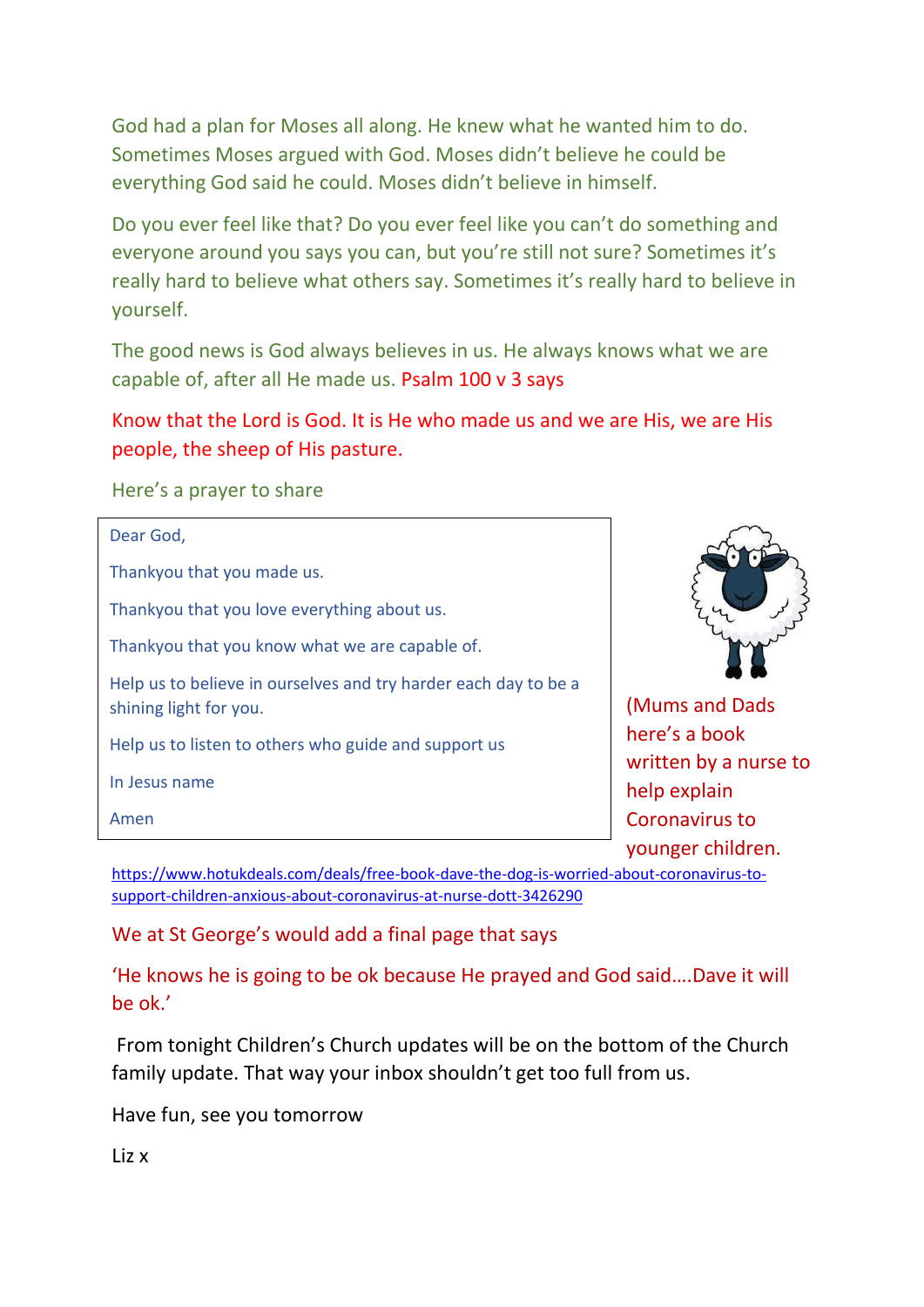God had a plan for Moses all along. He knew what he wanted him to do. Sometimes Moses argued with God. Moses didn't believe he could be everything God said he could. Moses didn't believe in himself.

Do you ever feel like that? Do you ever feel like you can't do something and everyone around you says you can, but you're still not sure? Sometimes it's really hard to believe what others say. Sometimes it's really hard to believe in yourself.

The good news is God always believes in us. He always knows what we are capable of, after all He made us. Psalm 100 v 3 says

Know that the Lord is God. It is He who made us and we are His, we are His people, the sheep of His pasture.

Here's a prayer to share

> Dear God,
>
> Thankyou that you made us.
>
> Thankyou that you love everything about us.
>
> Thankyou that you know what we are capable of.
>
> Help us to believe in ourselves and try harder each day to be a shining light for you.
>
> Help us to listen to others who guide and support us
>
> In Jesus name
>
> Amen

(Mums and Dads here's a book written by a nurse to help explain Coronavirus to younger children.

https://www.hotukdeals.com/deals/free-book-dave-the-dog-is-worried-about-coronavirus-to-support-children-anxious-about-coronavirus-at-nurse-dott-3426290

We at St George's would add a final page that says

'He knows he is going to be ok because He prayed and God said....Dave it will be ok.'

From tonight Children's Church updates will be on the bottom of the Church family update. That way your inbox shouldn't get too full from us.

Have fun, see you tomorrow

Liz x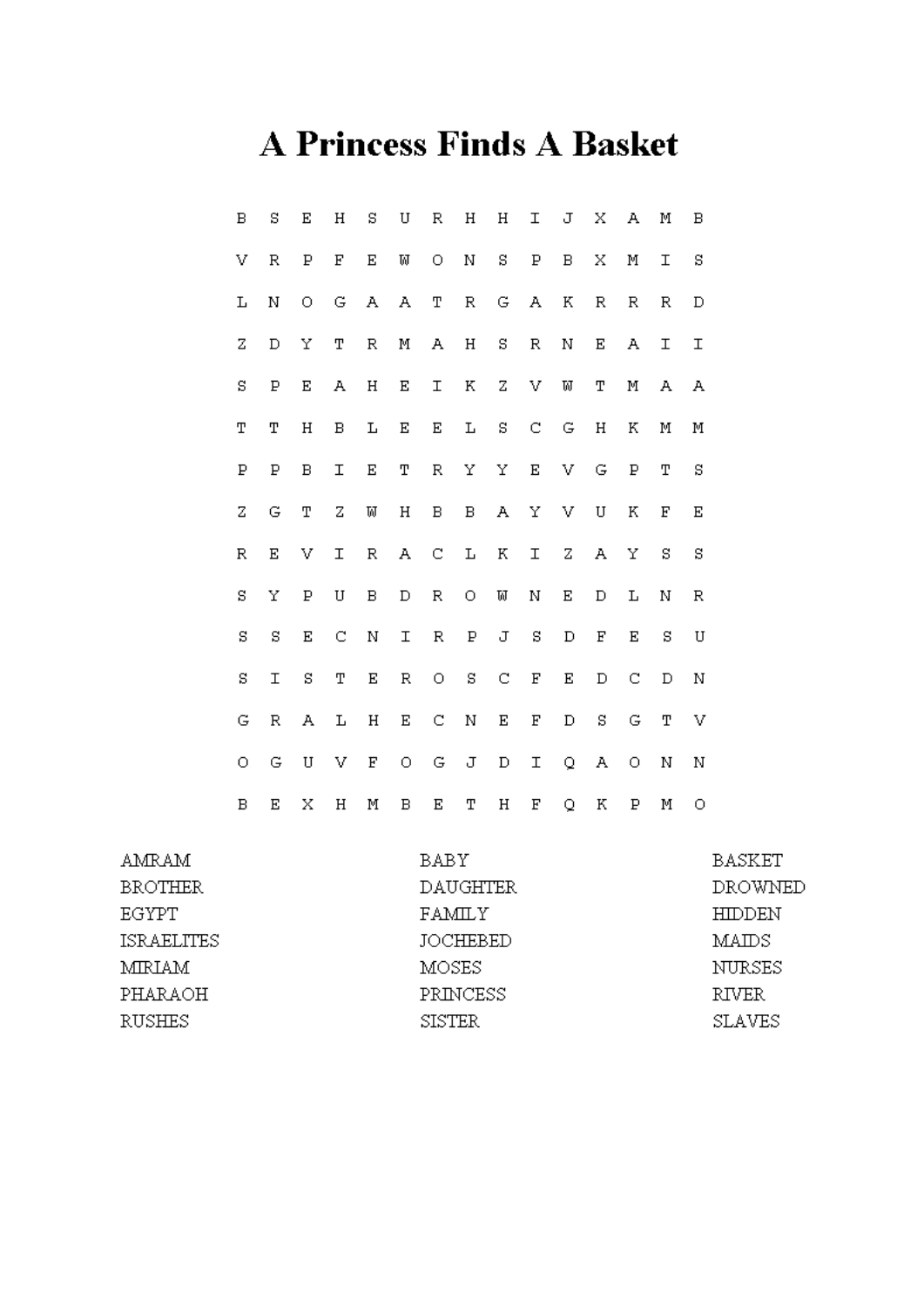# A Princess Finds A Basket

```
B S E H S U R H H I J X A M B
V R P F E W O N S P B X M I S
L N O G A A T R G A K R R R D
Z D Y T R M A H S R N E A I I
S P E A H E I K Z V W T M A A
T T H B L E E L S C G H K M M
P P B I E T R Y Y E V G P T S
Z G T Z W H B B A Y V U K F E
R E V I R A C L K I Z A Y S S
S Y P U B D R O W N E D L N R
S S E C N I R P J S D F E S U
S I S T E R O S C F E D C D N
G R A L H E C N E F D S G T V
O G U V F O G J D I Q A O N N
B E X H M B E T H F Q K P M O
```

AMRAM
BROTHER
EGYPT
ISRAELITES
MIRIAM
PHARAOH
RUSHES

BABY
DAUGHTER
FAMILY
JOCHEBED
MOSES
PRINCESS
SISTER

BASKET
DROWNED
HIDDEN
MAIDS
NURSES
RIVER
SLAVES